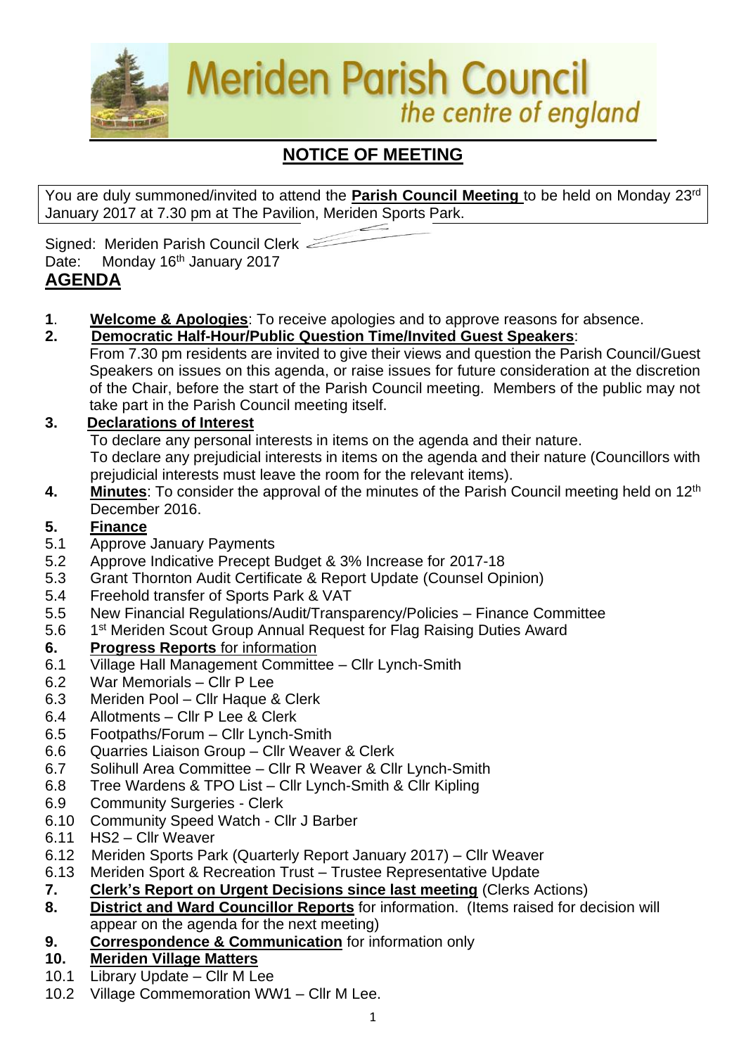# Meriden Parish Council

*the centre of england*

## NOTICE OF MEETING

You are duly summoned/invited to attend the **Parish Council Meeting** to be held on Monday 23rd January 2017 at 7.30 pm at The Pavilion, Meriden Sports Park.

Signed: Meriden Parish Council Clerk

Date: Monday 16th January 2017

## AGENDA

**1**. **Welcome & Apologies**: To receive apologies and to approve reasons for absence.

**2.** **Democratic Half-Hour/Public Question Time/Invited Guest Speakers**:
From 7.30 pm residents are invited to give their views and question the Parish Council/Guest Speakers on issues on this agenda, or raise issues for future consideration at the discretion of the Chair, before the start of the Parish Council meeting. Members of the public may not take part in the Parish Council meeting itself.

**3.** **Declarations of Interest**
To declare any personal interests in items on the agenda and their nature.
To declare any prejudicial interests in items on the agenda and their nature (Councillors with prejudicial interests must leave the room for the relevant items).

**4.** **Minutes**: To consider the approval of the minutes of the Parish Council meeting held on 12th December 2016.

**5.** **Finance**

- 5.1 Approve January Payments
- 5.2 Approve Indicative Precept Budget & 3% Increase for 2017-18
- 5.3 Grant Thornton Audit Certificate & Report Update (Counsel Opinion)
- 5.4 Freehold transfer of Sports Park & VAT
- 5.5 New Financial Regulations/Audit/Transparency/Policies – Finance Committee
- 5.6 1st Meriden Scout Group Annual Request for Flag Raising Duties Award

**6.** **Progress Reports** for information

- 6.1 Village Hall Management Committee – Cllr Lynch-Smith
- 6.2 War Memorials – Cllr P Lee
- 6.3 Meriden Pool – Cllr Haque & Clerk
- 6.4 Allotments – Cllr P Lee & Clerk
- 6.5 Footpaths/Forum – Cllr Lynch-Smith
- 6.6 Quarries Liaison Group – Cllr Weaver & Clerk
- 6.7 Solihull Area Committee – Cllr R Weaver & Cllr Lynch-Smith
- 6.8 Tree Wardens & TPO List – Cllr Lynch-Smith & Cllr Kipling
- 6.9 Community Surgeries - Clerk
- 6.10 Community Speed Watch - Cllr J Barber
- 6.11 HS2 – Cllr Weaver
- 6.12 Meriden Sports Park (Quarterly Report January 2017) – Cllr Weaver
- 6.13 Meriden Sport & Recreation Trust – Trustee Representative Update

**7.** **Clerk's Report on Urgent Decisions since last meeting** (Clerks Actions)

**8.** **District and Ward Councillor Reports** for information. (Items raised for decision will appear on the agenda for the next meeting)

**9.** **Correspondence & Communication** for information only

**10.** **Meriden Village Matters**

- 10.1 Library Update – Cllr M Lee
- 10.2 Village Commemoration WW1 – Cllr M Lee.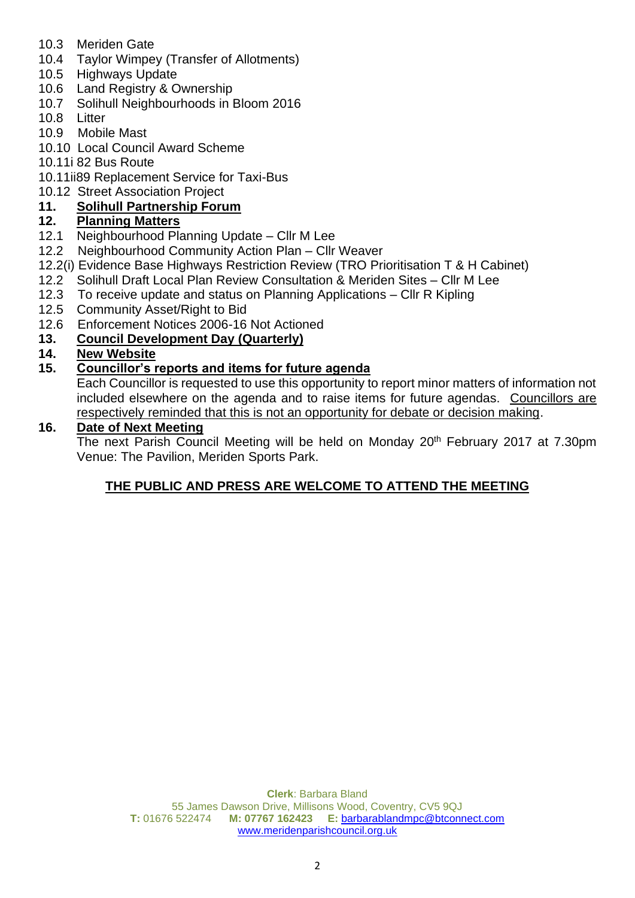10.3 Meriden Gate
10.4 Taylor Wimpey (Transfer of Allotments)
10.5 Highways Update
10.6 Land Registry & Ownership
10.7 Solihull Neighbourhoods in Bloom 2016
10.8 Litter
10.9 Mobile Mast
10.10 Local Council Award Scheme
10.11i 82 Bus Route
10.11ii89 Replacement Service for Taxi-Bus
10.12 Street Association Project

**11. Solihull Partnership Forum**

**12. Planning Matters**

12.1 Neighbourhood Planning Update – Cllr M Lee
12.2 Neighbourhood Community Action Plan – Cllr Weaver
12.2(i) Evidence Base Highways Restriction Review (TRO Prioritisation T & H Cabinet)
12.2 Solihull Draft Local Plan Review Consultation & Meriden Sites – Cllr M Lee
12.3 To receive update and status on Planning Applications – Cllr R Kipling
12.5 Community Asset/Right to Bid
12.6 Enforcement Notices 2006-16 Not Actioned

**13. Council Development Day (Quarterly)**

**14. New Website**

**15. Councillor's reports and items for future agenda**

Each Councillor is requested to use this opportunity to report minor matters of information not included elsewhere on the agenda and to raise items for future agendas. Councillors are respectively reminded that this is not an opportunity for debate or decision making.

**16. Date of Next Meeting**

The next Parish Council Meeting will be held on Monday 20th February 2017 at 7.30pm Venue: The Pavilion, Meriden Sports Park.

**THE PUBLIC AND PRESS ARE WELCOME TO ATTEND THE MEETING**

**Clerk**: Barbara Bland
55 James Dawson Drive, Millisons Wood, Coventry, CV5 9QJ
**T:** 01676 522474 **M: 07767 162423 E:** barbarablandmpc@btconnect.com
www.meridenparishcouncil.org.uk